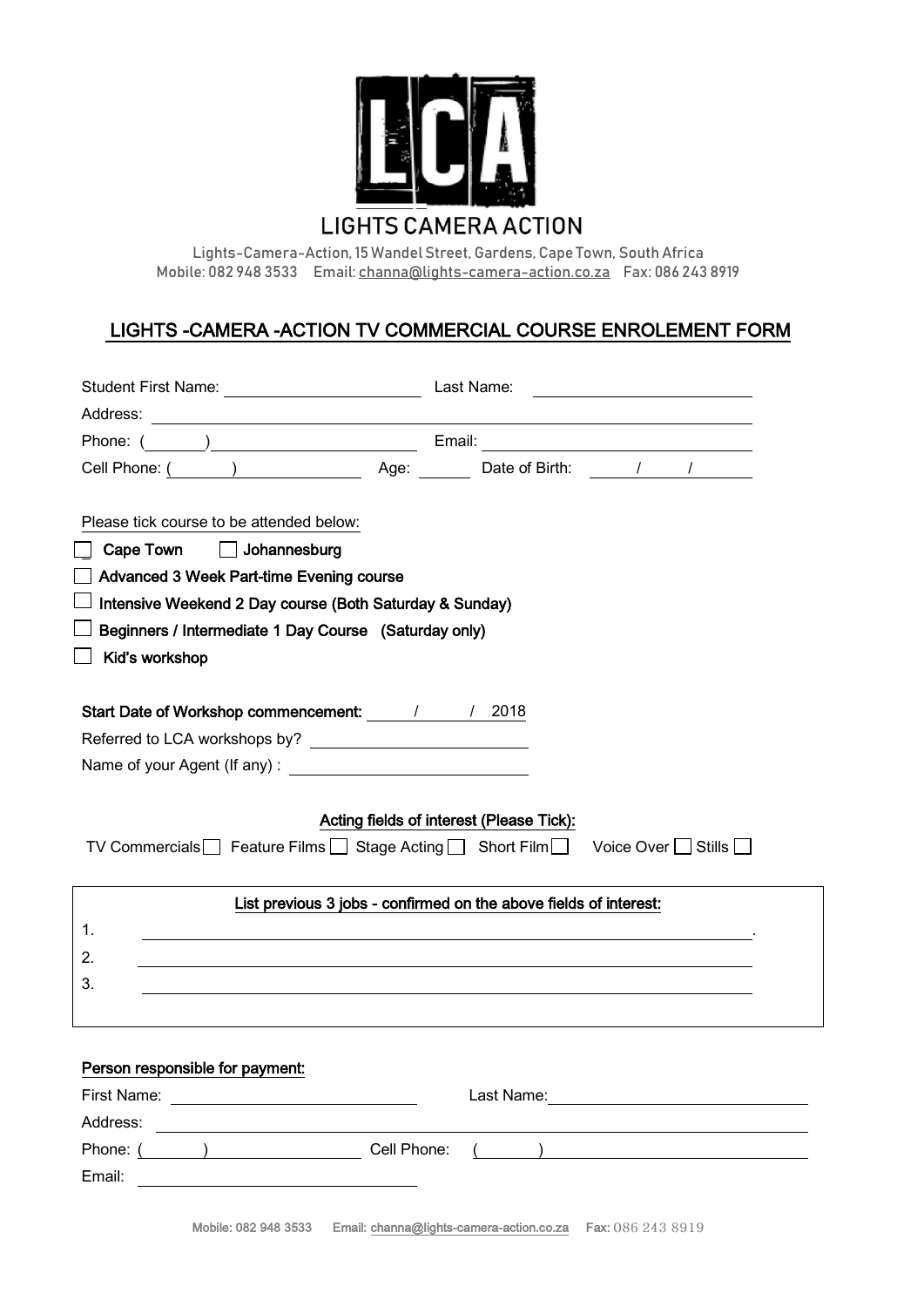LIGHTS CAMERA ACTION

Lights-Camera-Action, 15 Wandel Street, Gardens, Cape Town, South Africa
Mobile: 082 948 3533 Email: channa@lights-camera-action.co.za Fax: 086 243 8919

## LIGHTS -CAMERA -ACTION TV COMMERCIAL COURSE ENROLEMENT FORM

Student First Name: ____________________ Last Name: ____________________

Address: ____________________________________________

Phone: ( ) ____________________ Email: ____________________

Cell Phone: ( ) ____________ Age: ______ Date of Birth: / /

Please tick course to be attended below:

- [ ] **Cape Town** [ ] **Johannesburg**
- [ ] **Advanced 3 Week Part-time Evening course**
- [ ] **Intensive Weekend 2 Day course (Both Saturday & Sunday)**
- [ ] **Beginners / Intermediate 1 Day Course (Saturday only)**
- [ ] **Kid's workshop**

**Start Date of Workshop commencement:** / / 2018

Referred to LCA workshops by? ____________________

Name of your Agent (If any) : ____________________

**Acting fields of interest (Please Tick):**

TV Commercials [ ] Feature Films [ ] Stage Acting [ ] Short Film [ ] Voice Over [ ] Stills [ ]

**List previous 3 jobs - confirmed on the above fields of interest:**

1. ____________________________________________.
2. ____________________________________________
3. ____________________________________________

**Person responsible for payment:**

First Name: ____________________ Last Name: ____________________

Address: ____________________________________________

Phone: ( ) ____________ Cell Phone: ( ) ____________

Email: ____________________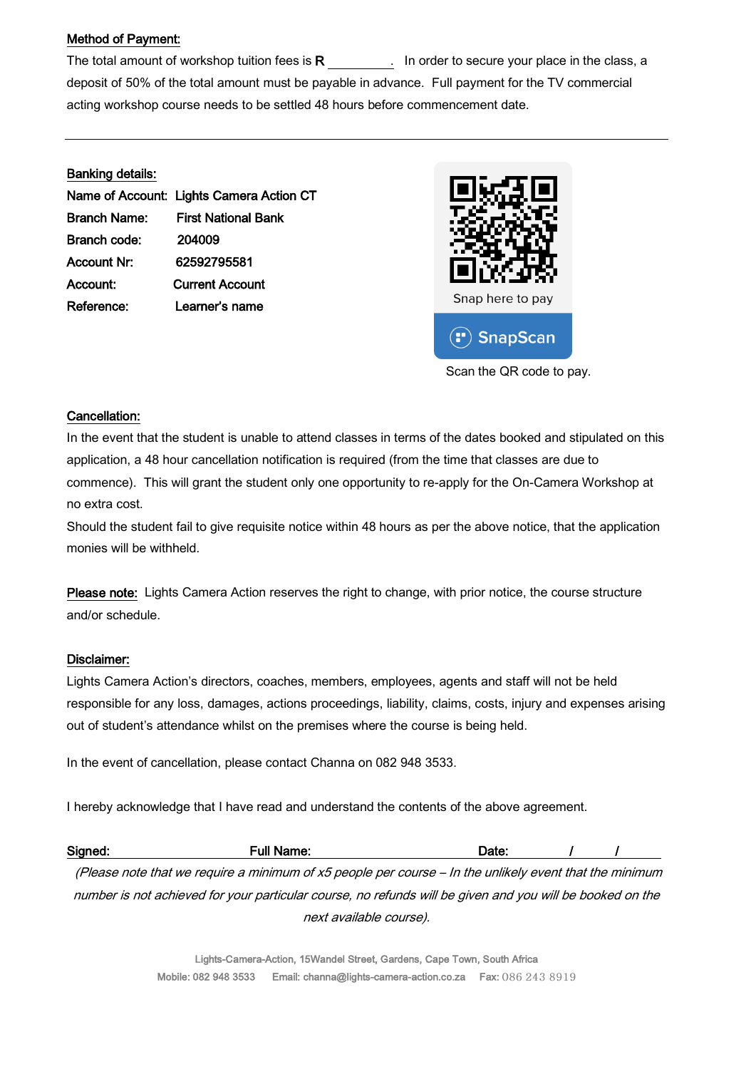**Method of Payment:**

The total amount of workshop tuition fees is **R** ________. In order to secure your place in the class, a deposit of 50% of the total amount must be payable in advance. Full payment for the TV commercial acting workshop course needs to be settled 48 hours before commencement date.

---

**Banking details:**

| | |
|---|---|
| Name of Account: | Lights Camera Action CT |
| Branch Name: | First National Bank |
| Branch code: | 204009 |
| Account Nr: | 62592795581 |
| Account: | Current Account |
| Reference: | Learner's name |

Snap here to pay

SnapScan

Scan the QR code to pay.

**Cancellation:**

In the event that the student is unable to attend classes in terms of the dates booked and stipulated on this application, a 48 hour cancellation notification is required (from the time that classes are due to commence). This will grant the student only one opportunity to re-apply for the On-Camera Workshop at no extra cost.

Should the student fail to give requisite notice within 48 hours as per the above notice, that the application monies will be withheld.

**Please note:** Lights Camera Action reserves the right to change, with prior notice, the course structure and/or schedule.

**Disclaimer:**

Lights Camera Action's directors, coaches, members, employees, agents and staff will not be held responsible for any loss, damages, actions proceedings, liability, claims, costs, injury and expenses arising out of student's attendance whilst on the premises where the course is being held.

In the event of cancellation, please contact Channa on 082 948 3533.

I hereby acknowledge that I have read and understand the contents of the above agreement.

**Signed:** ________ **Full Name:** ________ **Date:** ___/___/___

*(Please note that we require a minimum of x5 people per course – In the unlikely event that the minimum number is not achieved for your particular course, no refunds will be given and you will be booked on the next available course).*

Lights-Camera-Action, 15Wandel Street, Gardens, Cape Town, South Africa

Mobile: 082 948 3533 Email: channa@lights-camera-action.co.za Fax: 086 243 8919